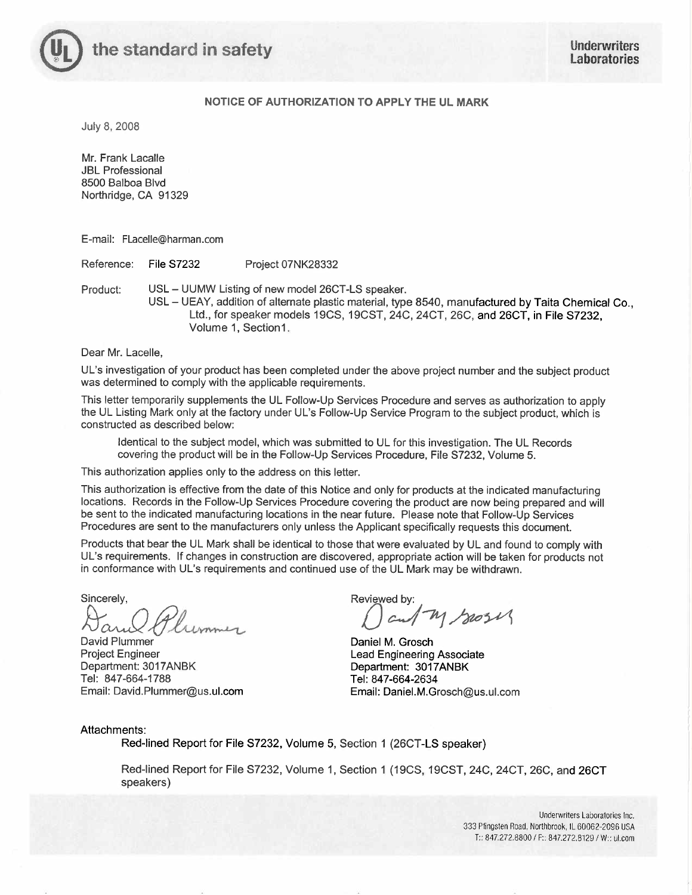the standard in safety

Underwriters Laboratories

### NOTICE OF AUTHORIZATION TO APPLY THE UL MARK

July 8, 2008

Mr. Frank Lacalle
JBL Professional
8500 Balboa Blvd
Northridge, CA 91329

E-mail: FLacelle@harman.com

Reference: File S7232 Project 07NK28332

Product: USL – UUMW Listing of new model 26CT-LS speaker.
USL – UEAY, addition of alternate plastic material, type 8540, manufactured by Taita Chemical Co., Ltd., for speaker models 19CS, 19CST, 24C, 24CT, 26C, and 26CT, in File S7232, Volume 1, Section1.

Dear Mr. Lacelle,

UL's investigation of your product has been completed under the above project number and the subject product was determined to comply with the applicable requirements.

This letter temporarily supplements the UL Follow-Up Services Procedure and serves as authorization to apply the UL Listing Mark only at the factory under UL's Follow-Up Service Program to the subject product, which is constructed as described below:

> Identical to the subject model, which was submitted to UL for this investigation. The UL Records covering the product will be in the Follow-Up Services Procedure, File S7232, Volume 5.

This authorization applies only to the address on this letter.

This authorization is effective from the date of this Notice and only for products at the indicated manufacturing locations. Records in the Follow-Up Services Procedure covering the product are now being prepared and will be sent to the indicated manufacturing locations in the near future. Please note that Follow-Up Services Procedures are sent to the manufacturers only unless the Applicant specifically requests this document.

Products that bear the UL Mark shall be identical to those that were evaluated by UL and found to comply with UL's requirements. If changes in construction are discovered, appropriate action will be taken for products not in conformance with UL's requirements and continued use of the UL Mark may be withdrawn.

Sincerely,

David Plummer
Project Engineer
Department: 3017ANBK
Tel: 847-664-1788
Email: David.Plummer@us.ul.com

Reviewed by:

Daniel M. Grosch
Lead Engineering Associate
Department: 3017ANBK
Tel: 847-664-2634
Email: Daniel.M.Grosch@us.ul.com

Attachments:

Red-lined Report for File S7232, Volume 5, Section 1 (26CT-LS speaker)

Red-lined Report for File S7232, Volume 1, Section 1 (19CS, 19CST, 24C, 24CT, 26C, and 26CT speakers)

Underwriters Laboratories Inc.
333 Pfingsten Road, Northbrook, IL 60062-2096 USA
T:: 847.272.8800 / F:: 847.272.8129 / W:: ul.com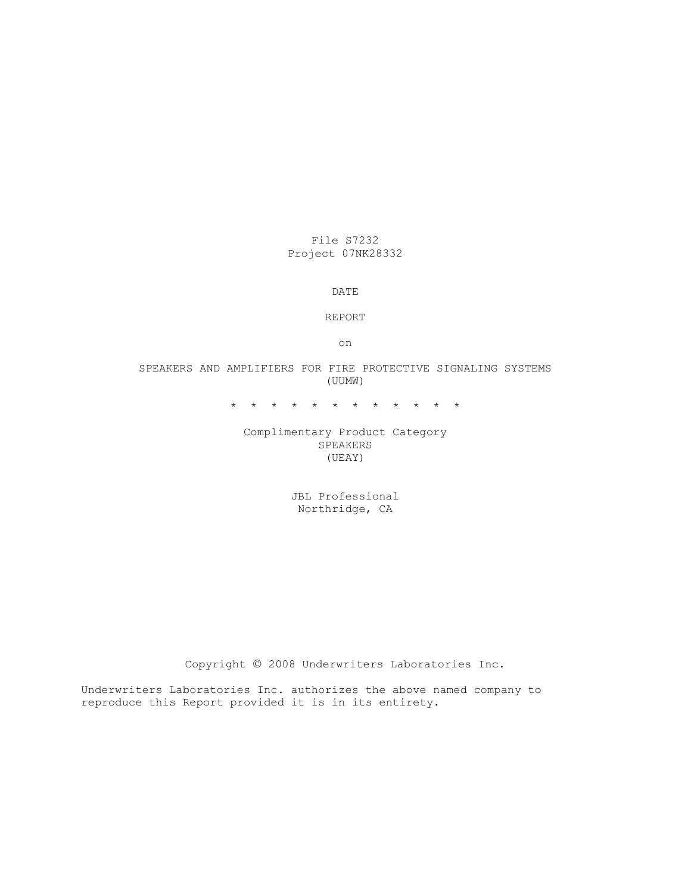File S7232
Project 07NK28332

DATE

REPORT

on

SPEAKERS AND AMPLIFIERS FOR FIRE PROTECTIVE SIGNALING SYSTEMS
(UUMW)

* * * * * * * * * * * *

Complimentary Product Category
SPEAKERS
(UEAY)

JBL Professional
Northridge, CA

Copyright © 2008 Underwriters Laboratories Inc.

Underwriters Laboratories Inc. authorizes the above named company to reproduce this Report provided it is in its entirety.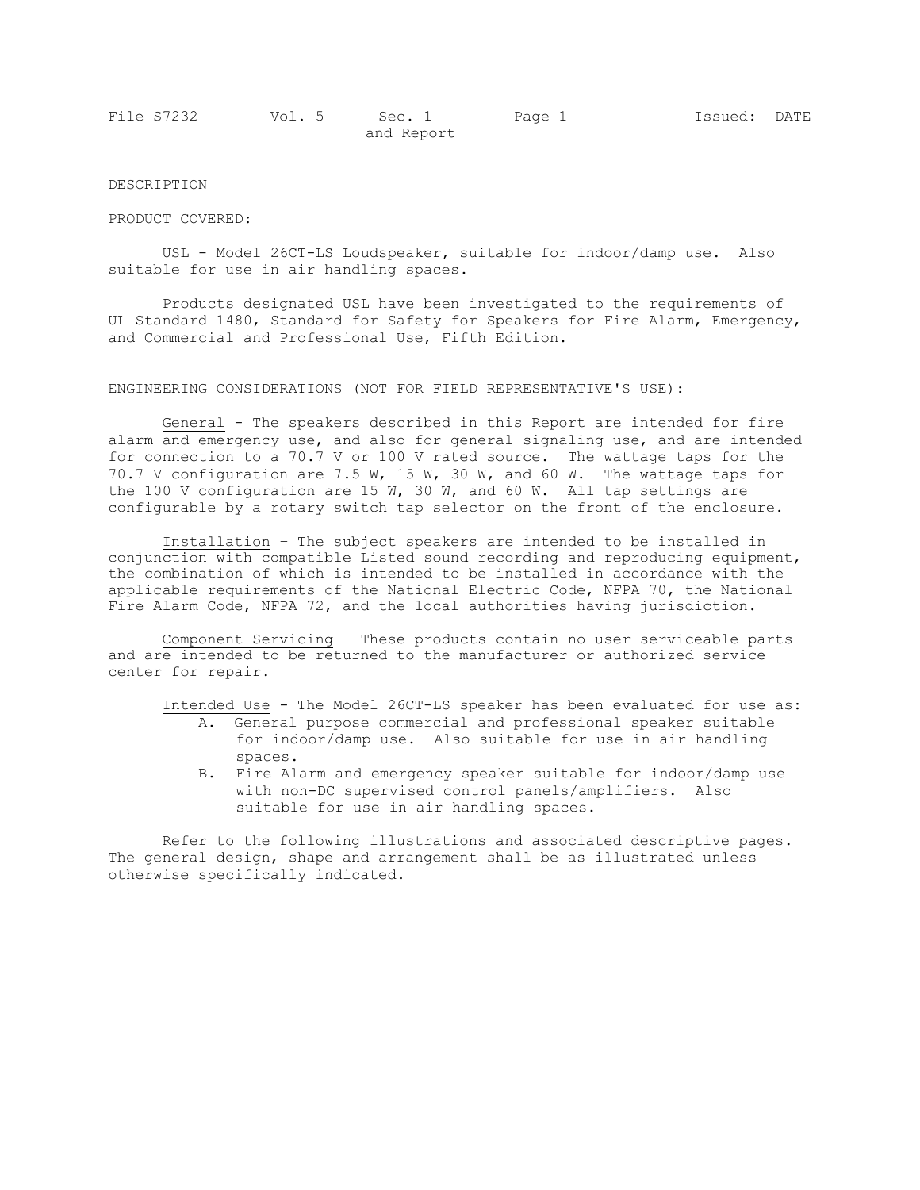DESCRIPTION

PRODUCT COVERED:

USL - Model 26CT-LS Loudspeaker, suitable for indoor/damp use. Also suitable for use in air handling spaces.

Products designated USL have been investigated to the requirements of UL Standard 1480, Standard for Safety for Speakers for Fire Alarm, Emergency, and Commercial and Professional Use, Fifth Edition.

ENGINEERING CONSIDERATIONS (NOT FOR FIELD REPRESENTATIVE'S USE):

General - The speakers described in this Report are intended for fire alarm and emergency use, and also for general signaling use, and are intended for connection to a 70.7 V or 100 V rated source. The wattage taps for the 70.7 V configuration are 7.5 W, 15 W, 30 W, and 60 W. The wattage taps for the 100 V configuration are 15 W, 30 W, and 60 W. All tap settings are configurable by a rotary switch tap selector on the front of the enclosure.

Installation – The subject speakers are intended to be installed in conjunction with compatible Listed sound recording and reproducing equipment, the combination of which is intended to be installed in accordance with the applicable requirements of the National Electric Code, NFPA 70, the National Fire Alarm Code, NFPA 72, and the local authorities having jurisdiction.

Component Servicing – These products contain no user serviceable parts and are intended to be returned to the manufacturer or authorized service center for repair.

Intended Use - The Model 26CT-LS speaker has been evaluated for use as:

A. General purpose commercial and professional speaker suitable for indoor/damp use. Also suitable for use in air handling spaces.
B. Fire Alarm and emergency speaker suitable for indoor/damp use with non-DC supervised control panels/amplifiers. Also suitable for use in air handling spaces.

Refer to the following illustrations and associated descriptive pages. The general design, shape and arrangement shall be as illustrated unless otherwise specifically indicated.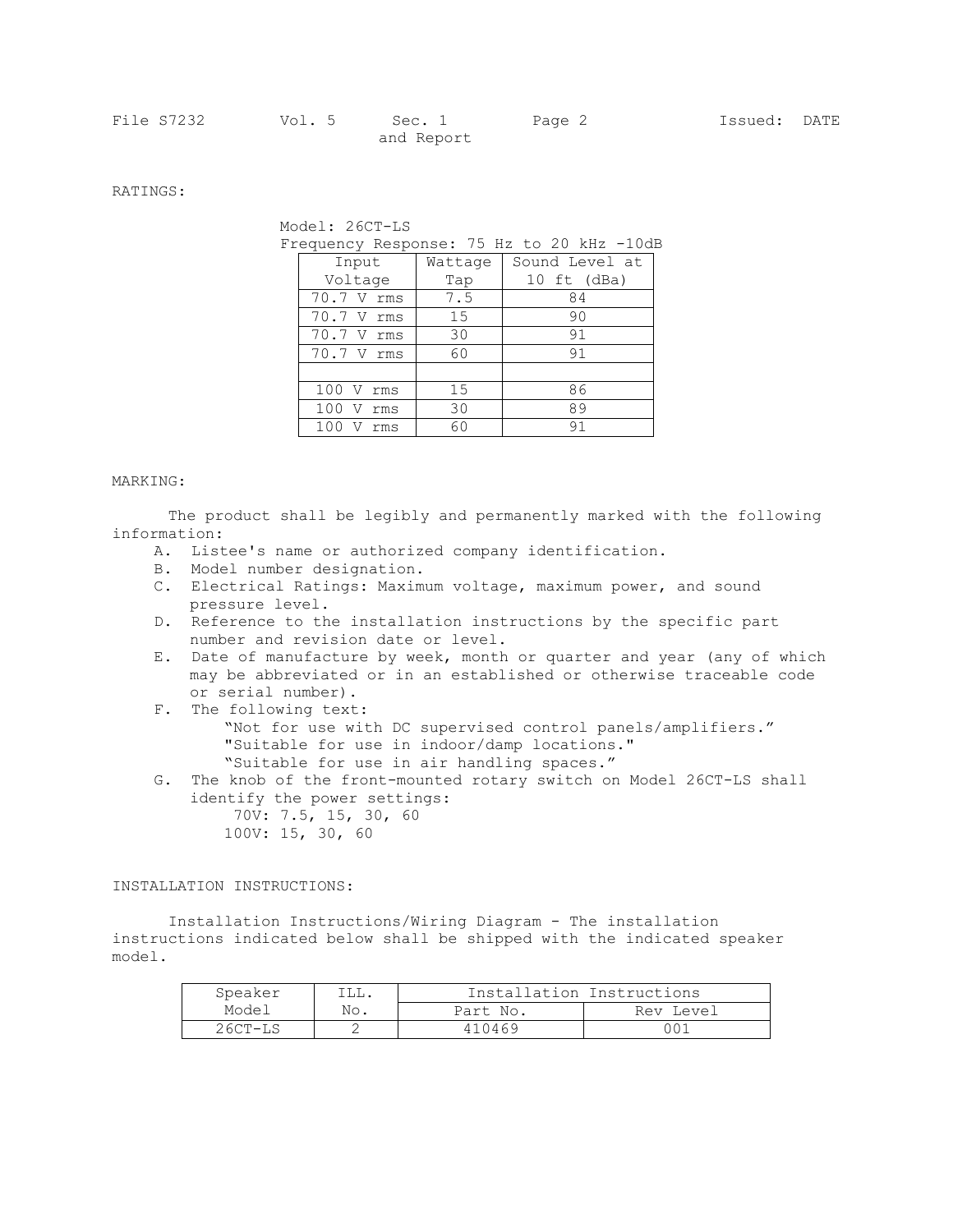RATINGS:

Model: 26CT-LS
Frequency Response: 75 Hz to 20 kHz -10dB

| Input Voltage | Wattage Tap | Sound Level at 10 ft (dBa) |
|---|---|---|
| 70.7 V rms | 7.5 | 84 |
| 70.7 V rms | 15 | 90 |
| 70.7 V rms | 30 | 91 |
| 70.7 V rms | 60 | 91 |
| | | |
| 100 V rms | 15 | 86 |
| 100 V rms | 30 | 89 |
| 100 V rms | 60 | 91 |

MARKING:

The product shall be legibly and permanently marked with the following information:

A. Listee's name or authorized company identification.
B. Model number designation.
C. Electrical Ratings: Maximum voltage, maximum power, and sound pressure level.
D. Reference to the installation instructions by the specific part number and revision date or level.
E. Date of manufacture by week, month or quarter and year (any of which may be abbreviated or in an established or otherwise traceable code or serial number).
F. The following text:
   "Not for use with DC supervised control panels/amplifiers."
   "Suitable for use in indoor/damp locations."
   "Suitable for use in air handling spaces."
G. The knob of the front-mounted rotary switch on Model 26CT-LS shall identify the power settings:
   70V: 7.5, 15, 30, 60
   100V: 15, 30, 60

INSTALLATION INSTRUCTIONS:

Installation Instructions/Wiring Diagram - The installation instructions indicated below shall be shipped with the indicated speaker model.

| Speaker Model | ILL. No. | Installation Instructions | |
|---|---|---|---|
| | | Part No. | Rev Level |
| 26CT-LS | 2 | 410469 | 001 |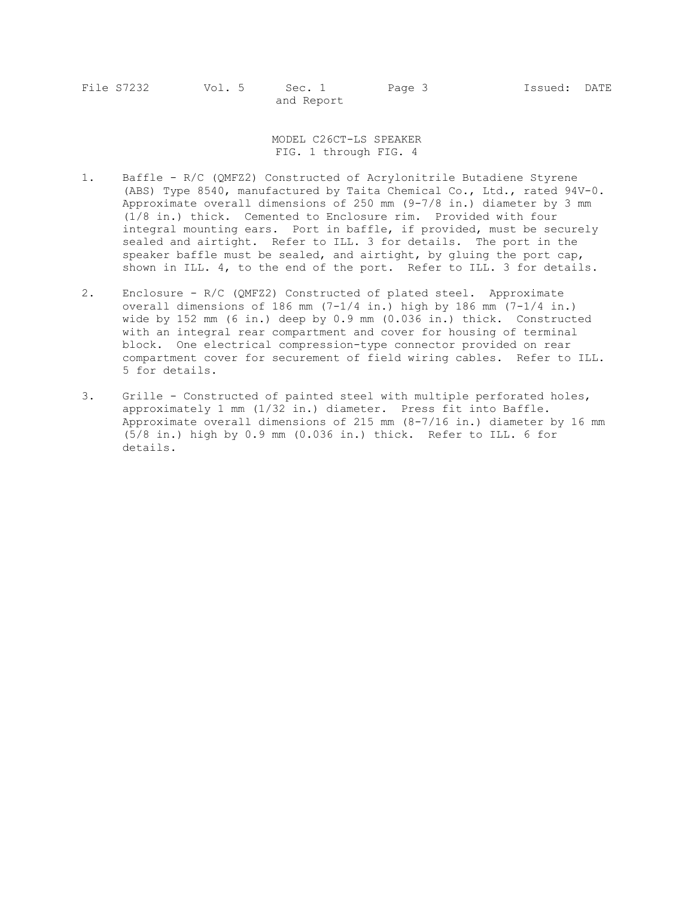MODEL C26CT-LS SPEAKER
FIG. 1 through FIG. 4

1. Baffle - R/C (QMFZ2) Constructed of Acrylonitrile Butadiene Styrene (ABS) Type 8540, manufactured by Taita Chemical Co., Ltd., rated 94V-0. Approximate overall dimensions of 250 mm (9-7/8 in.) diameter by 3 mm (1/8 in.) thick. Cemented to Enclosure rim. Provided with four integral mounting ears. Port in baffle, if provided, must be securely sealed and airtight. Refer to ILL. 3 for details. The port in the speaker baffle must be sealed, and airtight, by gluing the port cap, shown in ILL. 4, to the end of the port. Refer to ILL. 3 for details.

2. Enclosure - R/C (QMFZ2) Constructed of plated steel. Approximate overall dimensions of 186 mm (7-1/4 in.) high by 186 mm (7-1/4 in.) wide by 152 mm (6 in.) deep by 0.9 mm (0.036 in.) thick. Constructed with an integral rear compartment and cover for housing of terminal block. One electrical compression-type connector provided on rear compartment cover for securement of field wiring cables. Refer to ILL. 5 for details.

3. Grille - Constructed of painted steel with multiple perforated holes, approximately 1 mm (1/32 in.) diameter. Press fit into Baffle. Approximate overall dimensions of 215 mm (8-7/16 in.) diameter by 16 mm (5/8 in.) high by 0.9 mm (0.036 in.) thick. Refer to ILL. 6 for details.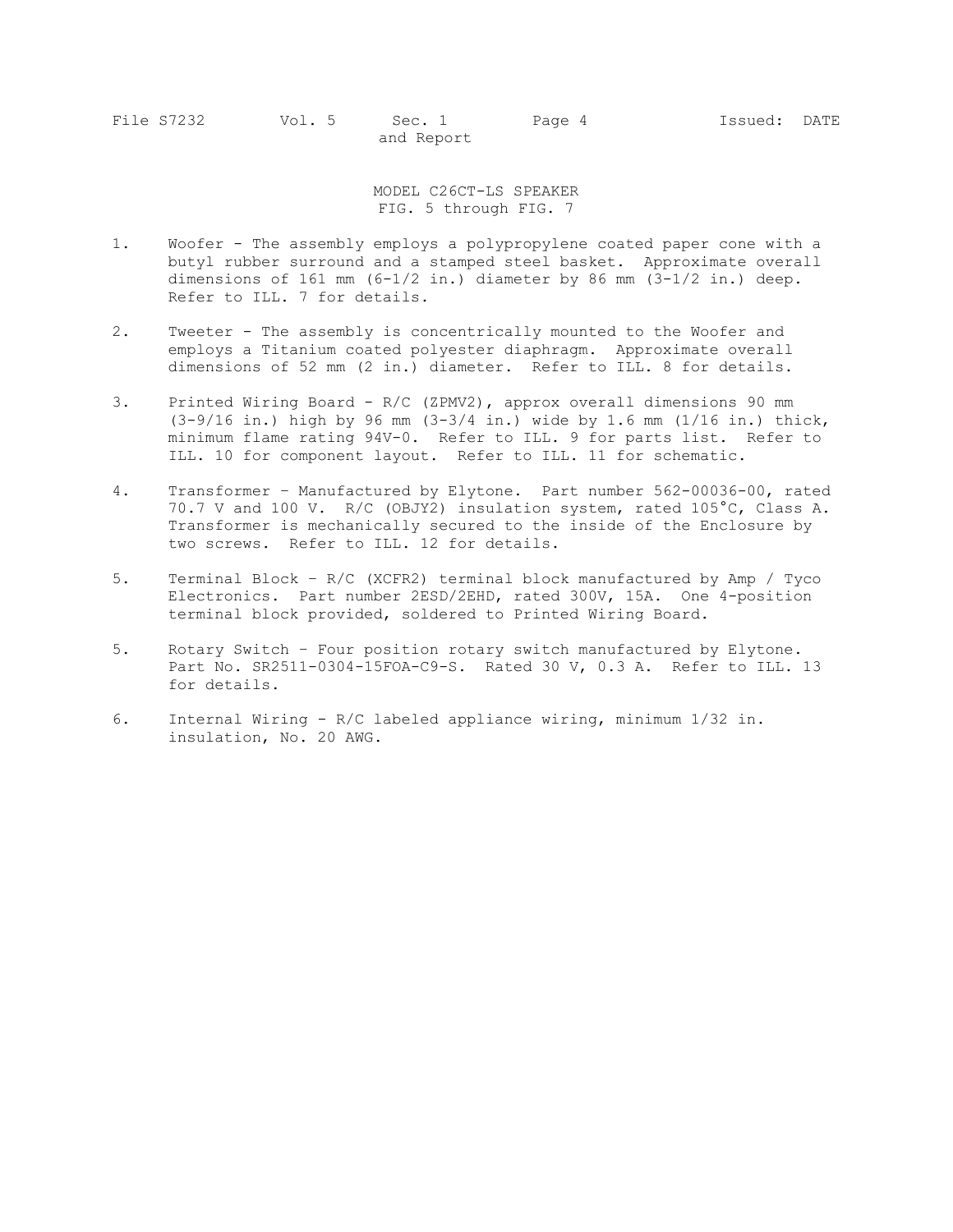MODEL C26CT-LS SPEAKER
FIG. 5 through FIG. 7

1. Woofer - The assembly employs a polypropylene coated paper cone with a butyl rubber surround and a stamped steel basket. Approximate overall dimensions of 161 mm (6-1/2 in.) diameter by 86 mm (3-1/2 in.) deep. Refer to ILL. 7 for details.

2. Tweeter - The assembly is concentrically mounted to the Woofer and employs a Titanium coated polyester diaphragm. Approximate overall dimensions of 52 mm (2 in.) diameter. Refer to ILL. 8 for details.

3. Printed Wiring Board - R/C (ZPMV2), approx overall dimensions 90 mm (3-9/16 in.) high by 96 mm (3-3/4 in.) wide by 1.6 mm (1/16 in.) thick, minimum flame rating 94V-0. Refer to ILL. 9 for parts list. Refer to ILL. 10 for component layout. Refer to ILL. 11 for schematic.

4. Transformer – Manufactured by Elytone. Part number 562-00036-00, rated 70.7 V and 100 V. R/C (OBJY2) insulation system, rated 105°C, Class A. Transformer is mechanically secured to the inside of the Enclosure by two screws. Refer to ILL. 12 for details.

5. Terminal Block – R/C (XCFR2) terminal block manufactured by Amp / Tyco Electronics. Part number 2ESD/2EHD, rated 300V, 15A. One 4-position terminal block provided, soldered to Printed Wiring Board.

5. Rotary Switch – Four position rotary switch manufactured by Elytone. Part No. SR2511-0304-15FOA-C9-S. Rated 30 V, 0.3 A. Refer to ILL. 13 for details.

6. Internal Wiring - R/C labeled appliance wiring, minimum 1/32 in. insulation, No. 20 AWG.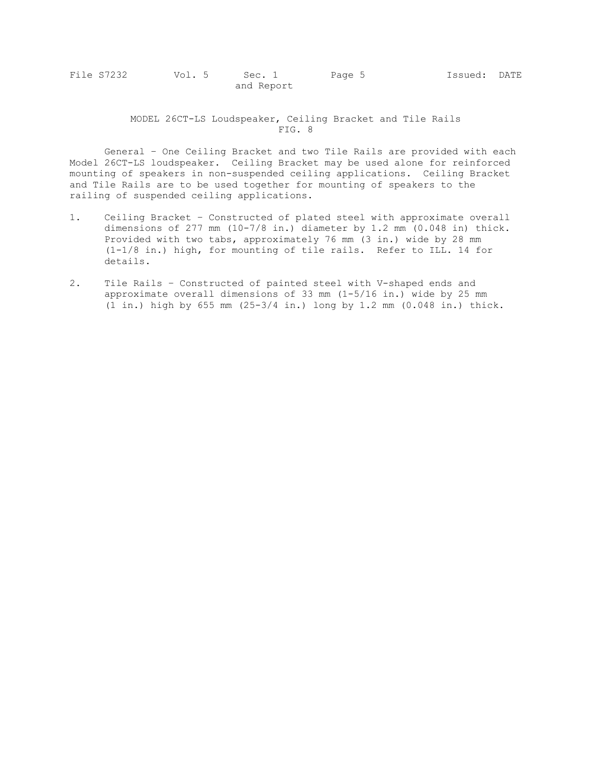MODEL 26CT-LS Loudspeaker, Ceiling Bracket and Tile Rails
FIG. 8

General – One Ceiling Bracket and two Tile Rails are provided with each Model 26CT-LS loudspeaker. Ceiling Bracket may be used alone for reinforced mounting of speakers in non-suspended ceiling applications. Ceiling Bracket and Tile Rails are to be used together for mounting of speakers to the railing of suspended ceiling applications.

1. Ceiling Bracket – Constructed of plated steel with approximate overall dimensions of 277 mm (10-7/8 in.) diameter by 1.2 mm (0.048 in) thick. Provided with two tabs, approximately 76 mm (3 in.) wide by 28 mm (1-1/8 in.) high, for mounting of tile rails. Refer to ILL. 14 for details.

2. Tile Rails – Constructed of painted steel with V-shaped ends and approximate overall dimensions of 33 mm (1-5/16 in.) wide by 25 mm (1 in.) high by 655 mm (25-3/4 in.) long by 1.2 mm (0.048 in.) thick.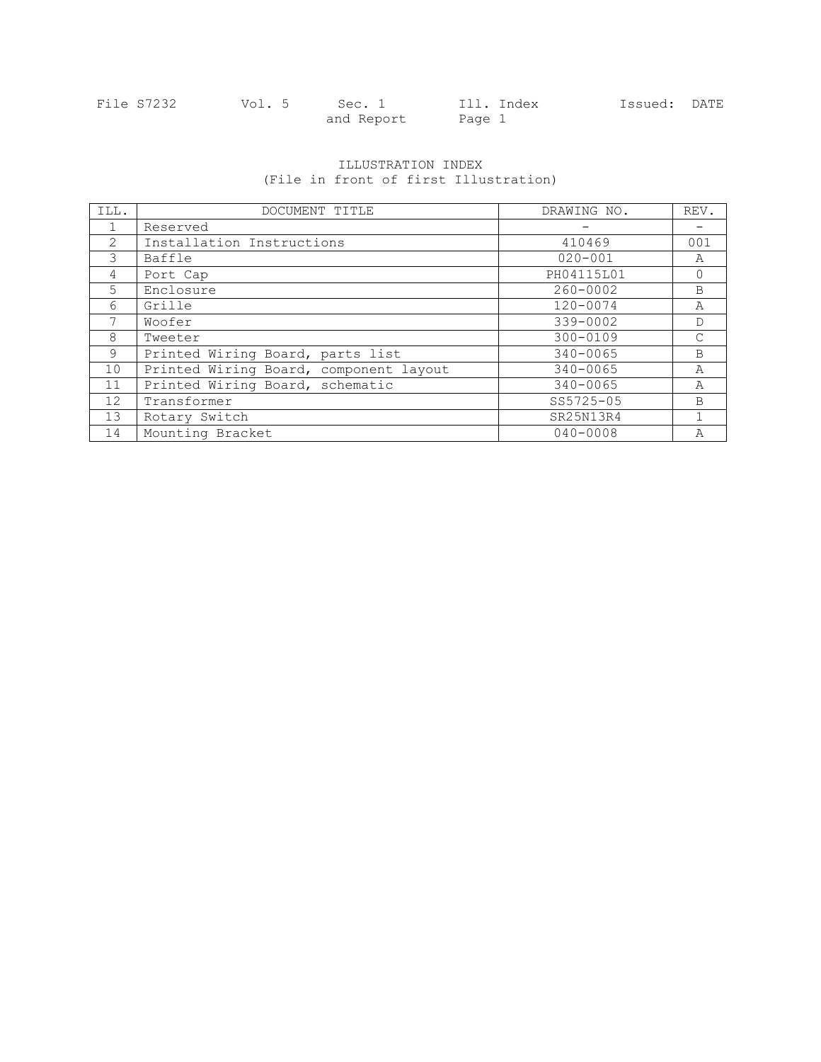File S7232 Vol. 5 Sec. 1 and Report Ill. Index Page 1 Issued: DATE

# ILLUSTRATION INDEX
(File in front of first Illustration)

| ILL. | DOCUMENT TITLE | DRAWING NO. | REV. |
|---|---|---|---|
| 1 | Reserved | - | - |
| 2 | Installation Instructions | 410469 | 001 |
| 3 | Baffle | 020-001 | A |
| 4 | Port Cap | PH04115L01 | 0 |
| 5 | Enclosure | 260-0002 | B |
| 6 | Grille | 120-0074 | A |
| 7 | Woofer | 339-0002 | D |
| 8 | Tweeter | 300-0109 | C |
| 9 | Printed Wiring Board, parts list | 340-0065 | B |
| 10 | Printed Wiring Board, component layout | 340-0065 | A |
| 11 | Printed Wiring Board, schematic | 340-0065 | A |
| 12 | Transformer | SS5725-05 | B |
| 13 | Rotary Switch | SR25N13R4 | 1 |
| 14 | Mounting Bracket | 040-0008 | A |